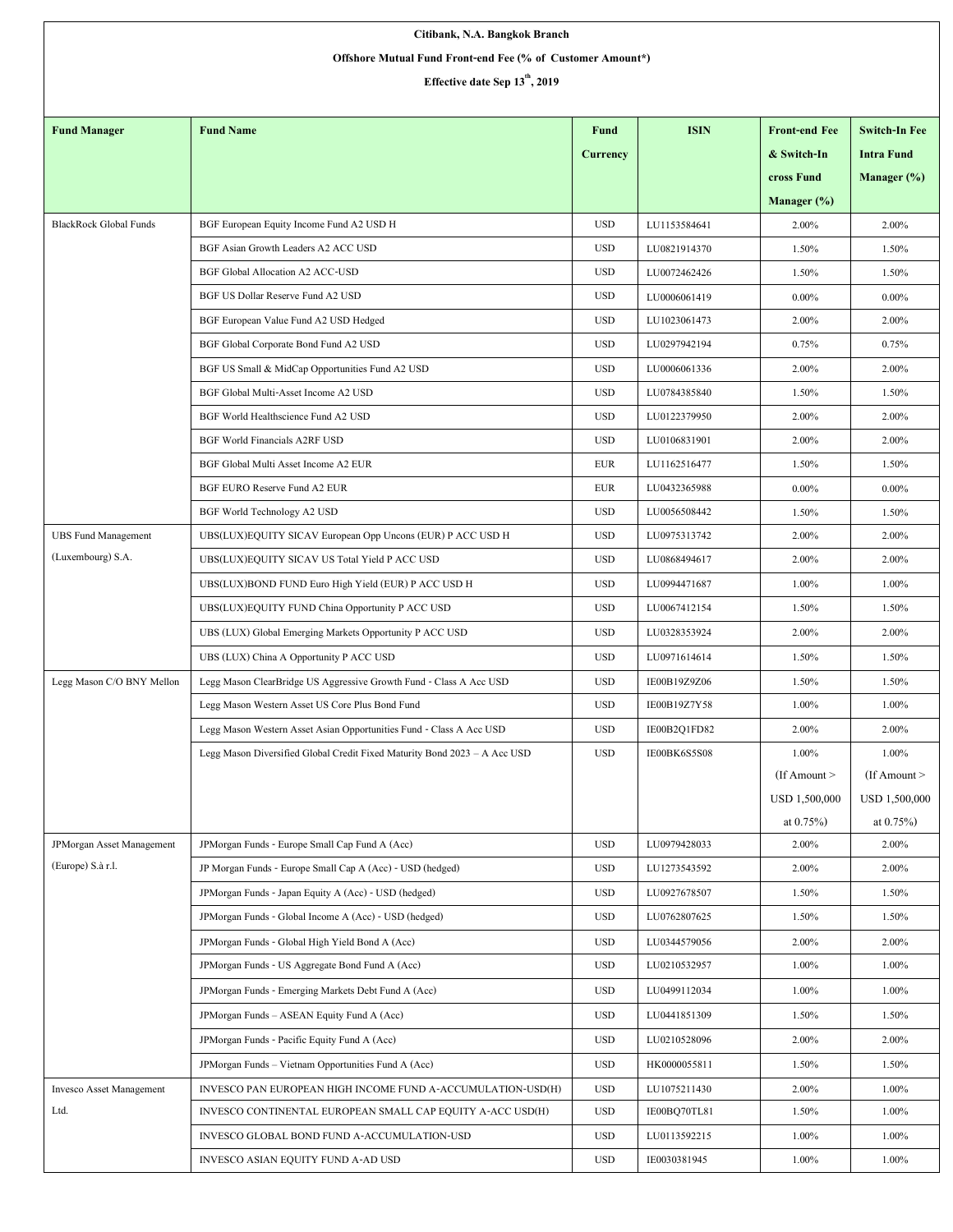**Citibank, N.A. Bangkok Branch**

**Offshore Mutual Fund Front-end Fee (% of Customer Amount*)**

**Effective date Sep 13th, 2019**

| Fund Manager | Fund Name | Fund Currency | ISIN | Front-end Fee & Switch-In cross Fund Manager (%) | Switch-In Fee Intra Fund Manager (%) |
|---|---|---|---|---|---|
| BlackRock Global Funds | BGF European Equity Income Fund A2 USD H | USD | LU1153584641 | 2.00% | 2.00% |
| | BGF Asian Growth Leaders A2 ACC USD | USD | LU0821914370 | 1.50% | 1.50% |
| | BGF Global Allocation A2 ACC-USD | USD | LU0072462426 | 1.50% | 1.50% |
| | BGF US Dollar Reserve Fund A2 USD | USD | LU0006061419 | 0.00% | 0.00% |
| | BGF European Value Fund A2 USD Hedged | USD | LU1023061473 | 2.00% | 2.00% |
| | BGF Global Corporate Bond Fund A2 USD | USD | LU0297942194 | 0.75% | 0.75% |
| | BGF US Small & MidCap Opportunities Fund A2 USD | USD | LU0006061336 | 2.00% | 2.00% |
| | BGF Global Multi-Asset Income A2 USD | USD | LU0784385840 | 1.50% | 1.50% |
| | BGF World Healthscience Fund A2 USD | USD | LU0122379950 | 2.00% | 2.00% |
| | BGF World Financials A2RF USD | USD | LU0106831901 | 2.00% | 2.00% |
| | BGF Global Multi Asset Income A2 EUR | EUR | LU1162516477 | 1.50% | 1.50% |
| | BGF EURO Reserve Fund A2 EUR | EUR | LU0432365988 | 0.00% | 0.00% |
| | BGF World Technology A2 USD | USD | LU0056508442 | 1.50% | 1.50% |
| UBS Fund Management (Luxembourg) S.A. | UBS(LUX)EQUITY SICAV European Opp Uncons (EUR) P ACC USD H | USD | LU0975313742 | 2.00% | 2.00% |
| | UBS(LUX)EQUITY SICAV US Total Yield P ACC USD | USD | LU0868494617 | 2.00% | 2.00% |
| | UBS(LUX)BOND FUND Euro High Yield (EUR) P ACC USD H | USD | LU0994471687 | 1.00% | 1.00% |
| | UBS(LUX)EQUITY FUND China Opportunity P ACC USD | USD | LU0067412154 | 1.50% | 1.50% |
| | UBS (LUX) Global Emerging Markets Opportunity P ACC USD | USD | LU0328353924 | 2.00% | 2.00% |
| | UBS (LUX) China A Opportunity P ACC USD | USD | LU0971614614 | 1.50% | 1.50% |
| Legg Mason C/O BNY Mellon | Legg Mason ClearBridge US Aggressive Growth Fund - Class A Acc USD | USD | IE00B19Z9Z06 | 1.50% | 1.50% |
| | Legg Mason Western Asset US Core Plus Bond Fund | USD | IE00B19Z7Y58 | 1.00% | 1.00% |
| | Legg Mason Western Asset Asian Opportunities Fund - Class A Acc USD | USD | IE00B2Q1FD82 | 2.00% | 2.00% |
| | Legg Mason Diversified Global Credit Fixed Maturity Bond 2023 – A Acc USD | USD | IE00BK6S5S08 | 1.00% (If Amount > USD 1,500,000 at 0.75%) | 1.00% (If Amount > USD 1,500,000 at 0.75%) |
| JPMorgan Asset Management (Europe) S.à r.l. | JPMorgan Funds - Europe Small Cap Fund A (Acc) | USD | LU0979428033 | 2.00% | 2.00% |
| | JP Morgan Funds - Europe Small Cap A (Acc) - USD (hedged) | USD | LU1273543592 | 2.00% | 2.00% |
| | JPMorgan Funds - Japan Equity A (Acc) - USD (hedged) | USD | LU0927678507 | 1.50% | 1.50% |
| | JPMorgan Funds - Global Income A (Acc) - USD (hedged) | USD | LU0762807625 | 1.50% | 1.50% |
| | JPMorgan Funds - Global High Yield Bond A (Acc) | USD | LU0344579056 | 2.00% | 2.00% |
| | JPMorgan Funds - US Aggregate Bond Fund A (Acc) | USD | LU0210532957 | 1.00% | 1.00% |
| | JPMorgan Funds - Emerging Markets Debt Fund A (Acc) | USD | LU0499112034 | 1.00% | 1.00% |
| | JPMorgan Funds – ASEAN Equity Fund A (Acc) | USD | LU0441851309 | 1.50% | 1.50% |
| | JPMorgan Funds - Pacific Equity Fund A (Acc) | USD | LU0210528096 | 2.00% | 2.00% |
| | JPMorgan Funds – Vietnam Opportunities Fund A (Acc) | USD | HK0000055811 | 1.50% | 1.50% |
| Invesco Asset Management Ltd. | INVESCO PAN EUROPEAN HIGH INCOME FUND A-ACCUMULATION-USD(H) | USD | LU1075211430 | 2.00% | 1.00% |
| | INVESCO CONTINENTAL EUROPEAN SMALL CAP EQUITY A-ACC USD(H) | USD | IE00BQ70TL81 | 1.50% | 1.00% |
| | INVESCO GLOBAL BOND FUND A-ACCUMULATION-USD | USD | LU0113592215 | 1.00% | 1.00% |
| | INVESCO ASIAN EQUITY FUND A-AD USD | USD | IE0030381945 | 1.00% | 1.00% |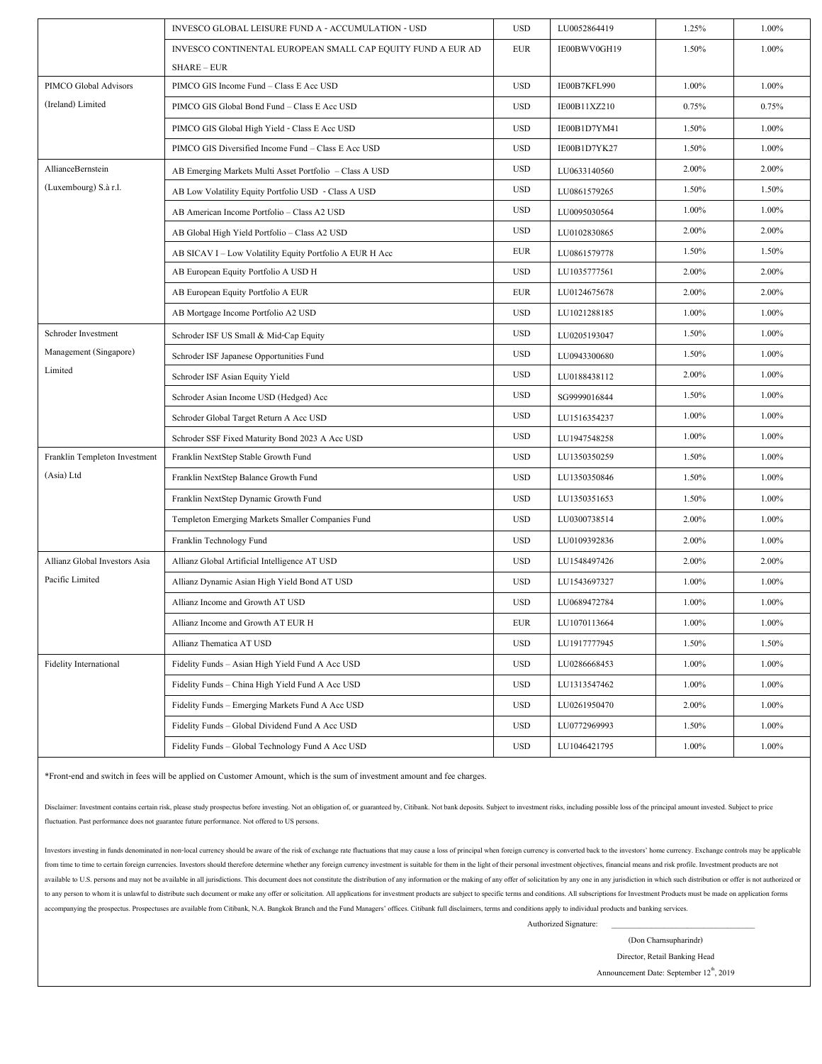| | | | | | |
|---|---|---|---|---|---|
| | INVESCO GLOBAL LEISURE FUND A - ACCUMULATION - USD | USD | LU0052864419 | 1.25% | 1.00% |
| | INVESCO CONTINENTAL EUROPEAN SMALL CAP EQUITY FUND A EUR AD SHARE – EUR | EUR | IE00BWV0GH19 | 1.50% | 1.00% |
| PIMCO Global Advisors (Ireland) Limited | PIMCO GIS Income Fund – Class E Acc USD | USD | IE00B7KFL990 | 1.00% | 1.00% |
| | PIMCO GIS Global Bond Fund – Class E Acc USD | USD | IE00B11XZ210 | 0.75% | 0.75% |
| | PIMCO GIS Global High Yield - Class E Acc USD | USD | IE00B1D7YM41 | 1.50% | 1.00% |
| | PIMCO GIS Diversified Income Fund – Class E Acc USD | USD | IE00B1D7YK27 | 1.50% | 1.00% |
| AllianceBernstein (Luxembourg) S.à r.l. | AB Emerging Markets Multi Asset Portfolio – Class A USD | USD | LU0633140560 | 2.00% | 2.00% |
| | AB Low Volatility Equity Portfolio USD - Class A USD | USD | LU0861579265 | 1.50% | 1.50% |
| | AB American Income Portfolio – Class A2 USD | USD | LU0095030564 | 1.00% | 1.00% |
| | AB Global High Yield Portfolio – Class A2 USD | USD | LU0102830865 | 2.00% | 2.00% |
| | AB SICAV I – Low Volatility Equity Portfolio A EUR H Acc | EUR | LU0861579778 | 1.50% | 1.50% |
| | AB European Equity Portfolio A USD H | USD | LU1035777561 | 2.00% | 2.00% |
| | AB European Equity Portfolio A EUR | EUR | LU0124675678 | 2.00% | 2.00% |
| | AB Mortgage Income Portfolio A2 USD | USD | LU1021288185 | 1.00% | 1.00% |
| Schroder Investment Management (Singapore) Limited | Schroder ISF US Small & Mid-Cap Equity | USD | LU0205193047 | 1.50% | 1.00% |
| | Schroder ISF Japanese Opportunities Fund | USD | LU0943300680 | 1.50% | 1.00% |
| | Schroder ISF Asian Equity Yield | USD | LU0188438112 | 2.00% | 1.00% |
| | Schroder Asian Income USD (Hedged) Acc | USD | SG9999016844 | 1.50% | 1.00% |
| | Schroder Global Target Return A Acc USD | USD | LU1516354237 | 1.00% | 1.00% |
| | Schroder SSF Fixed Maturity Bond 2023 A Acc USD | USD | LU1947548258 | 1.00% | 1.00% |
| Franklin Templeton Investment (Asia) Ltd | Franklin NextStep Stable Growth Fund | USD | LU1350350259 | 1.50% | 1.00% |
| | Franklin NextStep Balance Growth Fund | USD | LU1350350846 | 1.50% | 1.00% |
| | Franklin NextStep Dynamic Growth Fund | USD | LU1350351653 | 1.50% | 1.00% |
| | Templeton Emerging Markets Smaller Companies Fund | USD | LU0300738514 | 2.00% | 1.00% |
| | Franklin Technology Fund | USD | LU0109392836 | 2.00% | 1.00% |
| Allianz Global Investors Asia Pacific Limited | Allianz Global Artificial Intelligence AT USD | USD | LU1548497426 | 2.00% | 2.00% |
| | Allianz Dynamic Asian High Yield Bond AT USD | USD | LU1543697327 | 1.00% | 1.00% |
| | Allianz Income and Growth AT USD | USD | LU0689472784 | 1.00% | 1.00% |
| | Allianz Income and Growth AT EUR H | EUR | LU1070113664 | 1.00% | 1.00% |
| | Allianz Thematica AT USD | USD | LU1917777945 | 1.50% | 1.50% |
| Fidelity International | Fidelity Funds – Asian High Yield Fund A Acc USD | USD | LU0286668453 | 1.00% | 1.00% |
| | Fidelity Funds – China High Yield Fund A Acc USD | USD | LU1313547462 | 1.00% | 1.00% |
| | Fidelity Funds – Emerging Markets Fund A Acc USD | USD | LU0261950470 | 2.00% | 1.00% |
| | Fidelity Funds – Global Dividend Fund A Acc USD | USD | LU0772969993 | 1.50% | 1.00% |
| | Fidelity Funds – Global Technology Fund A Acc USD | USD | LU1046421795 | 1.00% | 1.00% |

*Front-end and switch in fees will be applied on Customer Amount, which is the sum of investment amount and fee charges.

Disclaimer: Investment contains certain risk, please study prospectus before investing. Not an obligation of, or guaranteed by, Citibank. Not bank deposits. Subject to investment risks, including possible loss of the principal amount invested. Subject to price fluctuation. Past performance does not guarantee future performance. Not offered to US persons.

Investors investing in funds denominated in non-local currency should be aware of the risk of exchange rate fluctuations that may cause a loss of principal when foreign currency is converted back to the investors' home currency. Exchange controls may be applicable from time to time to certain foreign currencies. Investors should therefore determine whether any foreign currency investment is suitable for them in the light of their personal investment objectives, financial means and risk profile. Investment products are not available to U.S. persons and may not be available in all jurisdictions. This document does not constitute the distribution of any information or the making of any offer of solicitation by any one in any jurisdiction in which such distribution or offer is not authorized or to any person to whom it is unlawful to distribute such document or make any offer or solicitation. All applications for investment products are subject to specific terms and conditions. All subscriptions for Investment Products must be made on application forms accompanying the prospectus. Prospectuses are available from Citibank, N.A. Bangkok Branch and the Fund Managers' offices. Citibank full disclaimers, terms and conditions apply to individual products and banking services.

Authorized Signature: ______________________

(Don Charnsupharindr)

Director, Retail Banking Head

Announcement Date: September 12th, 2019